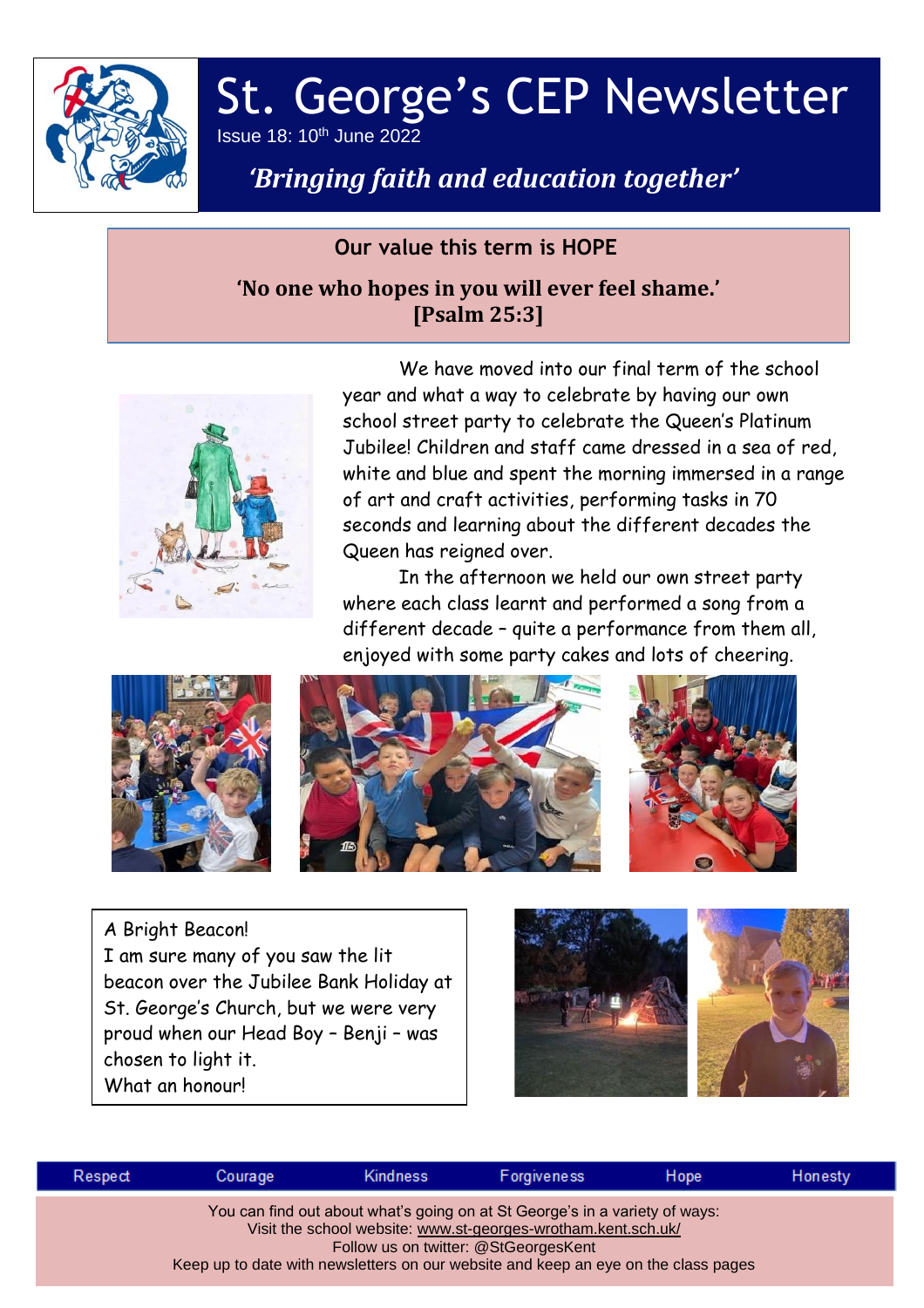# St. George's CEP Newsletter

Issue 18: 10th June 2022

*'Bringing faith and education together'*

**Our value this term is HOPE**

**'No one who hopes in you will ever feel shame.'**
**[Psalm 25:3]**

We have moved into our final term of the school year and what a way to celebrate by having our own school street party to celebrate the Queen's Platinum Jubilee! Children and staff came dressed in a sea of red, white and blue and spent the morning immersed in a range of art and craft activities, performing tasks in 70 seconds and learning about the different decades the Queen has reigned over.

In the afternoon we held our own street party where each class learnt and performed a song from a different decade – quite a performance from them all, enjoyed with some party cakes and lots of cheering.

A Bright Beacon!
I am sure many of you saw the lit beacon over the Jubilee Bank Holiday at St. George's Church, but we were very proud when our Head Boy – Benji – was chosen to light it.
What an honour!

Respect | Courage | Kindness | Forgiveness | Hope | Honesty

You can find out about what's going on at St George's in a variety of ways:
Visit the school website: www.st-georges-wrotham.kent.sch.uk/
Follow us on twitter: @StGeorgesKent
Keep up to date with newsletters on our website and keep an eye on the class pages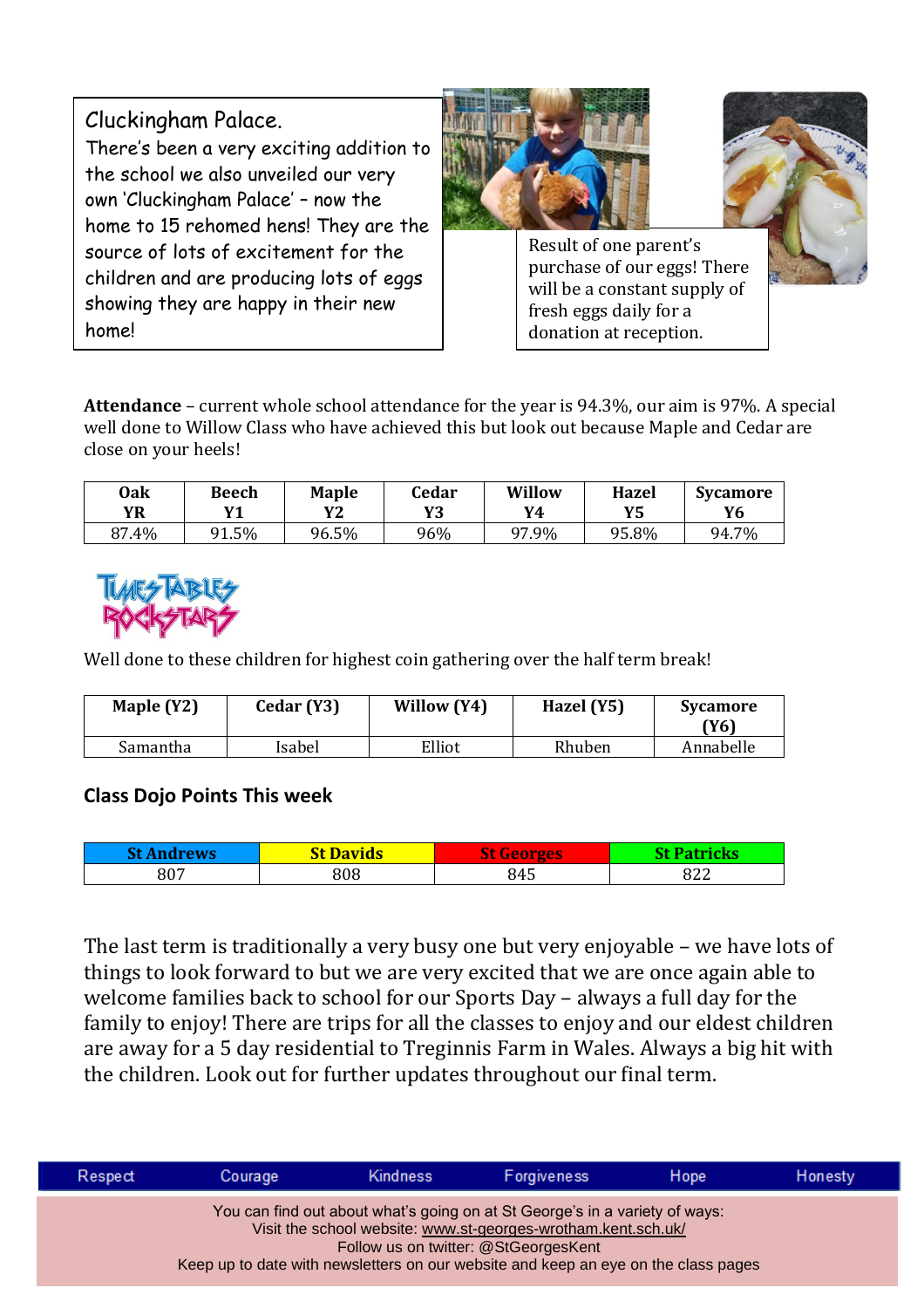Cluckingham Palace.

There's been a very exciting addition to the school we also unveiled our very own 'Cluckingham Palace' – now the home to 15 rehomed hens! They are the source of lots of excitement for the children and are producing lots of eggs showing they are happy in their new home!

Result of one parent's purchase of our eggs! There will be a constant supply of fresh eggs daily for a donation at reception.

**Attendance** – current whole school attendance for the year is 94.3%, our aim is 97%. A special well done to Willow Class who have achieved this but look out because Maple and Cedar are close on your heels!

| Oak YR | Beech Y1 | Maple Y2 | Cedar Y3 | Willow Y4 | Hazel Y5 | Sycamore Y6 |
|---|---|---|---|---|---|---|
| 87.4% | 91.5% | 96.5% | 96% | 97.9% | 95.8% | 94.7% |

TIMES TABLES ROCKSTARS

Well done to these children for highest coin gathering over the half term break!

| Maple (Y2) | Cedar (Y3) | Willow (Y4) | Hazel (Y5) | Sycamore (Y6) |
|---|---|---|---|---|
| Samantha | Isabel | Elliot | Rhuben | Annabelle |

**Class Dojo Points This week**

| St Andrews | St Davids | St Georges | St Patricks |
|---|---|---|---|
| 807 | 808 | 845 | 822 |

The last term is traditionally a very busy one but very enjoyable – we have lots of things to look forward to but we are very excited that we are once again able to welcome families back to school for our Sports Day – always a full day for the family to enjoy! There are trips for all the classes to enjoy and our eldest children are away for a 5 day residential to Treginnis Farm in Wales. Always a big hit with the children. Look out for further updates throughout our final term.

Respect Courage Kindness Forgiveness Hope Honesty

You can find out about what's going on at St George's in a variety of ways:
Visit the school website: www.st-georges-wrotham.kent.sch.uk/
Follow us on twitter: @StGeorgesKent
Keep up to date with newsletters on our website and keep an eye on the class pages